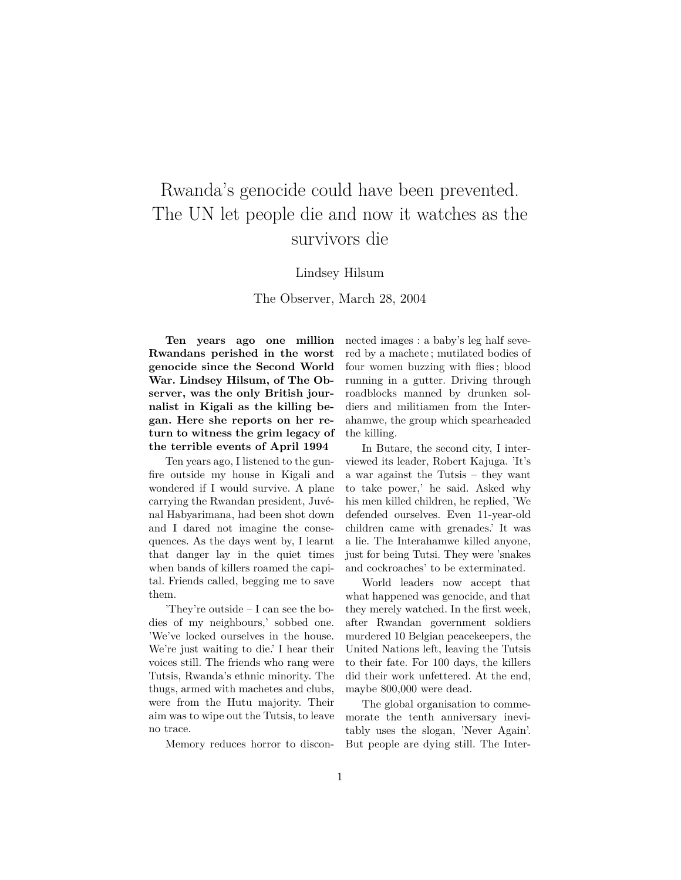# Rwanda's genocide could have been prevented. The UN let people die and now it watches as the survivors die

Lindsey Hilsum

The Observer, March 28, 2004

**Ten years ago one million Rwandans perished in the worst genocide since the Second World War. Lindsey Hilsum, of The Observer, was the only British journalist in Kigali as the killing began. Here she reports on her return to witness the grim legacy of the terrible events of April 1994**

Ten years ago, I listened to the gunfire outside my house in Kigali and wondered if I would survive. A plane carrying the Rwandan president, Juvénal Habyarimana, had been shot down and I dared not imagine the consequences. As the days went by, I learnt that danger lay in the quiet times when bands of killers roamed the capital. Friends called, begging me to save them.

'They're outside – I can see the bodies of my neighbours,' sobbed one. 'We've locked ourselves in the house. We're just waiting to die.' I hear their voices still. The friends who rang were Tutsis, Rwanda's ethnic minority. The thugs, armed with machetes and clubs, were from the Hutu majority. Their aim was to wipe out the Tutsis, to leave no trace.

Memory reduces horror to disconnected images : a baby's leg half severed by a machete ; mutilated bodies of four women buzzing with flies ; blood running in a gutter. Driving through roadblocks manned by drunken soldiers and militiamen from the Interahamwe, the group which spearheaded the killing.

In Butare, the second city, I interviewed its leader, Robert Kajuga. 'It's a war against the Tutsis – they want to take power,' he said. Asked why his men killed children, he replied, 'We defended ourselves. Even 11-year-old children came with grenades.' It was a lie. The Interahamwe killed anyone, just for being Tutsi. They were 'snakes and cockroaches' to be exterminated.

World leaders now accept that what happened was genocide, and that they merely watched. In the first week, after Rwandan government soldiers murdered 10 Belgian peacekeepers, the United Nations left, leaving the Tutsis to their fate. For 100 days, the killers did their work unfettered. At the end, maybe 800,000 were dead.

The global organisation to commemorate the tenth anniversary inevitably uses the slogan, 'Never Again'. But people are dying still. The Inter-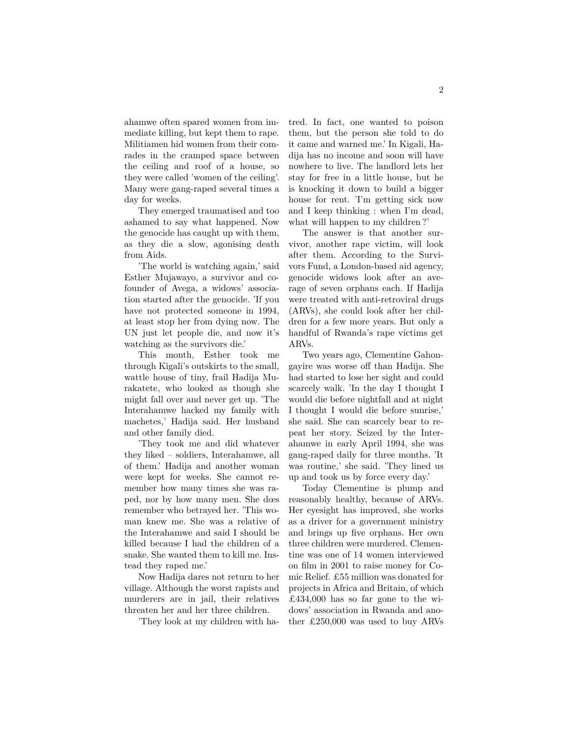ahamwe often spared women from immediate killing, but kept them to rape. Militiamen hid women from their comrades in the cramped space between the ceiling and roof of a house, so they were called 'women of the ceiling'. Many were gang-raped several times a day for weeks.

They emerged traumatised and too ashamed to say what happened. Now the genocide has caught up with them, as they die a slow, agonising death from Aids.

'The world is watching again,' said Esther Mujawayo, a survivor and cofounder of Avega, a widows' association started after the genocide. 'If you have not protected someone in 1994, at least stop her from dying now. The UN just let people die, and now it's watching as the survivors die.'

This month, Esther took me through Kigali's outskirts to the small, wattle house of tiny, frail Hadija Murakatete, who looked as though she might fall over and never get up. 'The Interahamwe hacked my family with machetes,' Hadija said. Her husband and other family died.

'They took me and did whatever they liked – soldiers, Interahamwe, all of them.' Hadija and another woman were kept for weeks. She cannot remember how many times she was raped, nor by how many men. She dœs remember who betrayed her. 'This woman knew me. She was a relative of the Interahamwe and said I should be killed because I had the children of a snake. She wanted them to kill me. Instead they raped me.'

Now Hadija dares not return to her village. Although the worst rapists and murderers are in jail, their relatives threaten her and her three children.

'They look at my children with hatred. In fact, one wanted to poison them, but the person she told to do it came and warned me.' In Kigali, Hadija has no income and soon will have nowhere to live. The landlord lets her stay for free in a little house, but he is knocking it down to build a bigger house for rent. 'I'm getting sick now and I keep thinking : when I'm dead, what will happen to my children ?'

The answer is that another survivor, another rape victim, will look after them. According to the Survivors Fund, a London-based aid agency, genocide widows look after an average of seven orphans each. If Hadija were treated with anti-retroviral drugs (ARVs), she could look after her children for a few more years. But only a handful of Rwanda's rape victims get ARVs.

Two years ago, Clementine Gahongayire was worse off than Hadija. She had started to lose her sight and could scarcely walk. 'In the day I thought I would die before nightfall and at night I thought I would die before sunrise,' she said. She can scarcely bear to repeat her story. Seized by the Interahamwe in early April 1994, she was gang-raped daily for three months. 'It was routine,' she said. 'They lined us up and took us by force every day.'

Today Clementine is plump and reasonably healthy, because of ARVs. Her eyesight has improved, she works as a driver for a government ministry and brings up five orphans. Her own three children were murdered. Clementine was one of 14 women interviewed on film in 2001 to raise money for Comic Relief. £55 million was donated for projects in Africa and Britain, of which £434,000 has so far gone to the widows' association in Rwanda and another £250,000 was used to buy ARVs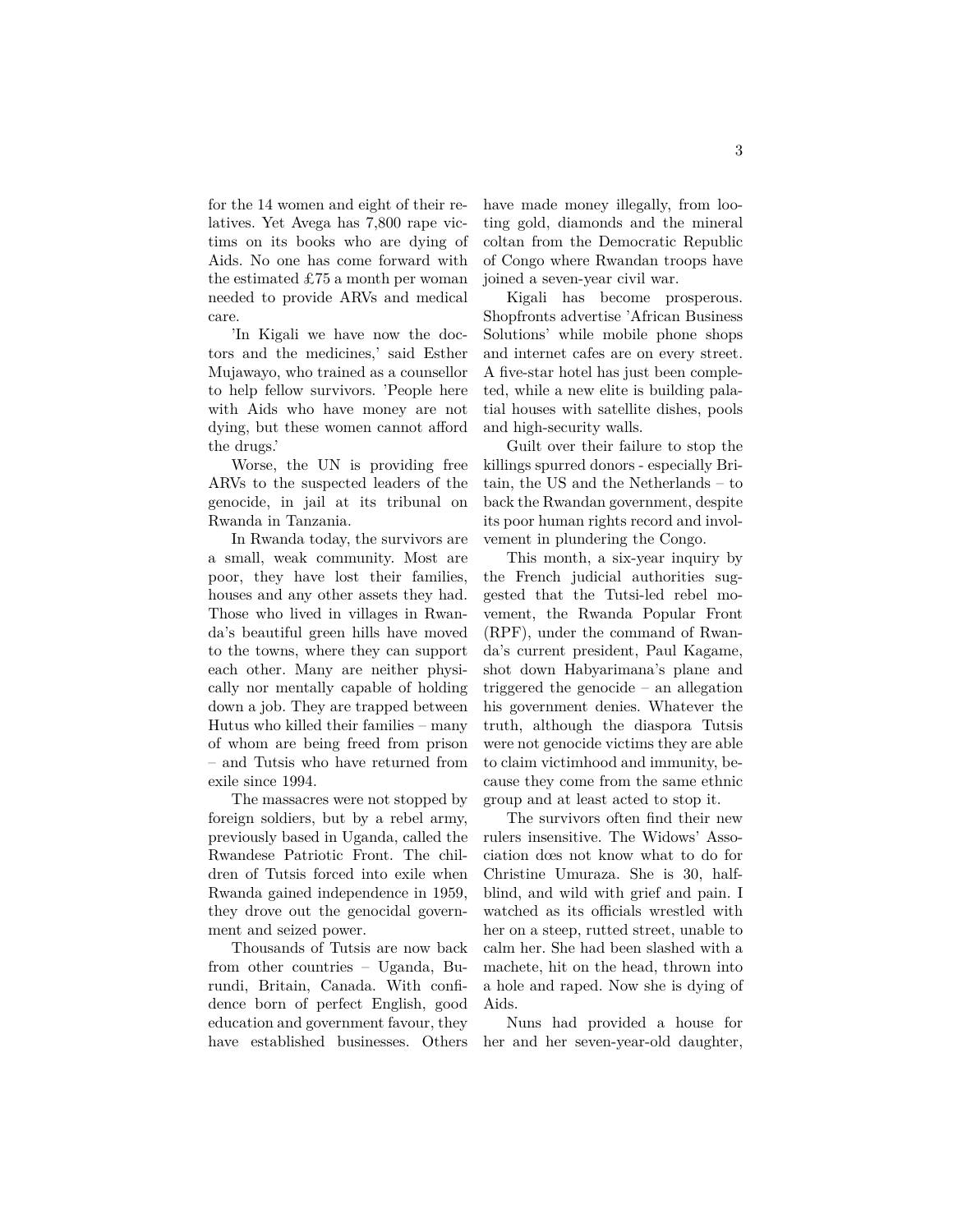for the 14 women and eight of their relatives. Yet Avega has 7,800 rape victims on its books who are dying of Aids. No one has come forward with the estimated £75 a month per woman needed to provide ARVs and medical care.

'In Kigali we have now the doctors and the medicines,' said Esther Mujawayo, who trained as a counsellor to help fellow survivors. 'People here with Aids who have money are not dying, but these women cannot afford the drugs.'

Worse, the UN is providing free ARVs to the suspected leaders of the genocide, in jail at its tribunal on Rwanda in Tanzania.

In Rwanda today, the survivors are a small, weak community. Most are poor, they have lost their families, houses and any other assets they had. Those who lived in villages in Rwanda's beautiful green hills have moved to the towns, where they can support each other. Many are neither physically nor mentally capable of holding down a job. They are trapped between Hutus who killed their families – many of whom are being freed from prison – and Tutsis who have returned from exile since 1994.

The massacres were not stopped by foreign soldiers, but by a rebel army, previously based in Uganda, called the Rwandese Patriotic Front. The children of Tutsis forced into exile when Rwanda gained independence in 1959, they drove out the genocidal government and seized power.

Thousands of Tutsis are now back from other countries – Uganda, Burundi, Britain, Canada. With confidence born of perfect English, good education and government favour, they have established businesses. Others have made money illegally, from looting gold, diamonds and the mineral coltan from the Democratic Republic of Congo where Rwandan troops have joined a seven-year civil war.

Kigali has become prosperous. Shopfronts advertise 'African Business Solutions' while mobile phone shops and internet cafes are on every street. A five-star hotel has just been completed, while a new elite is building palatial houses with satellite dishes, pools and high-security walls.

Guilt over their failure to stop the killings spurred donors - especially Britain, the US and the Netherlands – to back the Rwandan government, despite its poor human rights record and involvement in plundering the Congo.

This month, a six-year inquiry by the French judicial authorities suggested that the Tutsi-led rebel movement, the Rwanda Popular Front (RPF), under the command of Rwanda's current president, Paul Kagame, shot down Habyarimana's plane and triggered the genocide – an allegation his government denies. Whatever the truth, although the diaspora Tutsis were not genocide victims they are able to claim victimhood and immunity, because they come from the same ethnic group and at least acted to stop it.

The survivors often find their new rulers insensitive. The Widows' Association dœs not know what to do for Christine Umuraza. She is 30, half-blind, and wild with grief and pain. I watched as its officials wrestled with her on a steep, rutted street, unable to calm her. She had been slashed with a machete, hit on the head, thrown into a hole and raped. Now she is dying of Aids.

Nuns had provided a house for her and her seven-year-old daughter,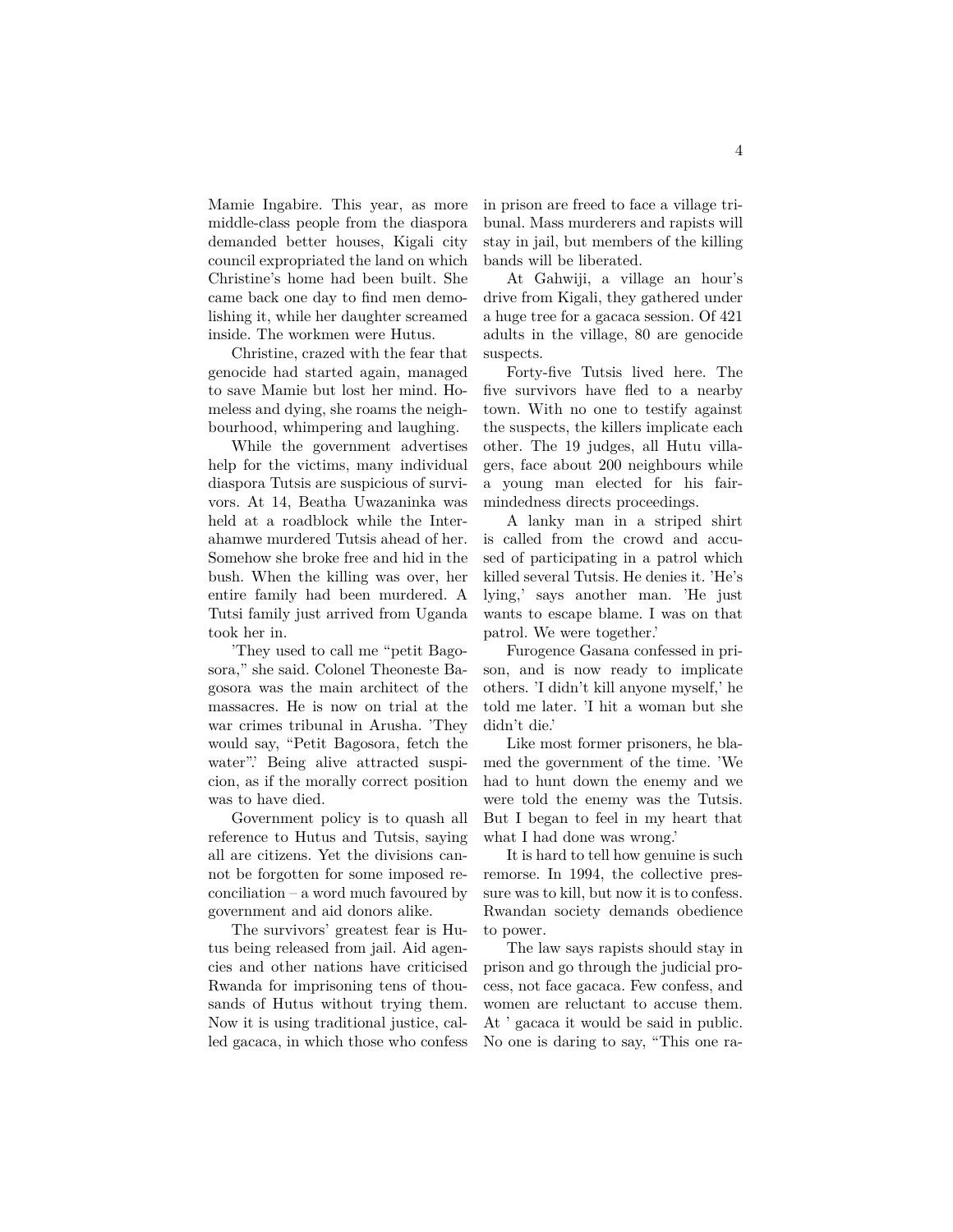Mamie Ingabire. This year, as more middle-class people from the diaspora demanded better houses, Kigali city council expropriated the land on which Christine's home had been built. She came back one day to find men demolishing it, while her daughter screamed inside. The workmen were Hutus.

Christine, crazed with the fear that genocide had started again, managed to save Mamie but lost her mind. Homeless and dying, she roams the neighbourhood, whimpering and laughing.

While the government advertises help for the victims, many individual diaspora Tutsis are suspicious of survivors. At 14, Beatha Uwazaninka was held at a roadblock while the Interahamwe murdered Tutsis ahead of her. Somehow she broke free and hid in the bush. When the killing was over, her entire family had been murdered. A Tutsi family just arrived from Uganda took her in.

'They used to call me "petit Bagosora," she said. Colonel Theoneste Bagosora was the main architect of the massacres. He is now on trial at the war crimes tribunal in Arusha. 'They would say, "Petit Bagosora, fetch the water".' Being alive attracted suspicion, as if the morally correct position was to have died.

Government policy is to quash all reference to Hutus and Tutsis, saying all are citizens. Yet the divisions cannot be forgotten for some imposed reconciliation – a word much favoured by government and aid donors alike.

The survivors' greatest fear is Hutus being released from jail. Aid agencies and other nations have criticised Rwanda for imprisoning tens of thousands of Hutus without trying them. Now it is using traditional justice, called gacaca, in which those who confess in prison are freed to face a village tribunal. Mass murderers and rapists will stay in jail, but members of the killing bands will be liberated.

At Gahwiji, a village an hour's drive from Kigali, they gathered under a huge tree for a gacaca session. Of 421 adults in the village, 80 are genocide suspects.

Forty-five Tutsis lived here. The five survivors have fled to a nearby town. With no one to testify against the suspects, the killers implicate each other. The 19 judges, all Hutu villagers, face about 200 neighbours while a young man elected for his fair-mindedness directs proceedings.

A lanky man in a striped shirt is called from the crowd and accused of participating in a patrol which killed several Tutsis. He denies it. 'He's lying,' says another man. 'He just wants to escape blame. I was on that patrol. We were together.'

Furogence Gasana confessed in prison, and is now ready to implicate others. 'I didn't kill anyone myself,' he told me later. 'I hit a woman but she didn't die.'

Like most former prisoners, he blamed the government of the time. 'We had to hunt down the enemy and we were told the enemy was the Tutsis. But I began to feel in my heart that what I had done was wrong.'

It is hard to tell how genuine is such remorse. In 1994, the collective pressure was to kill, but now it is to confess. Rwandan society demands obedience to power.

The law says rapists should stay in prison and go through the judicial process, not face gacaca. Few confess, and women are reluctant to accuse them. At ' gacaca it would be said in public. No one is daring to say, "This one ra-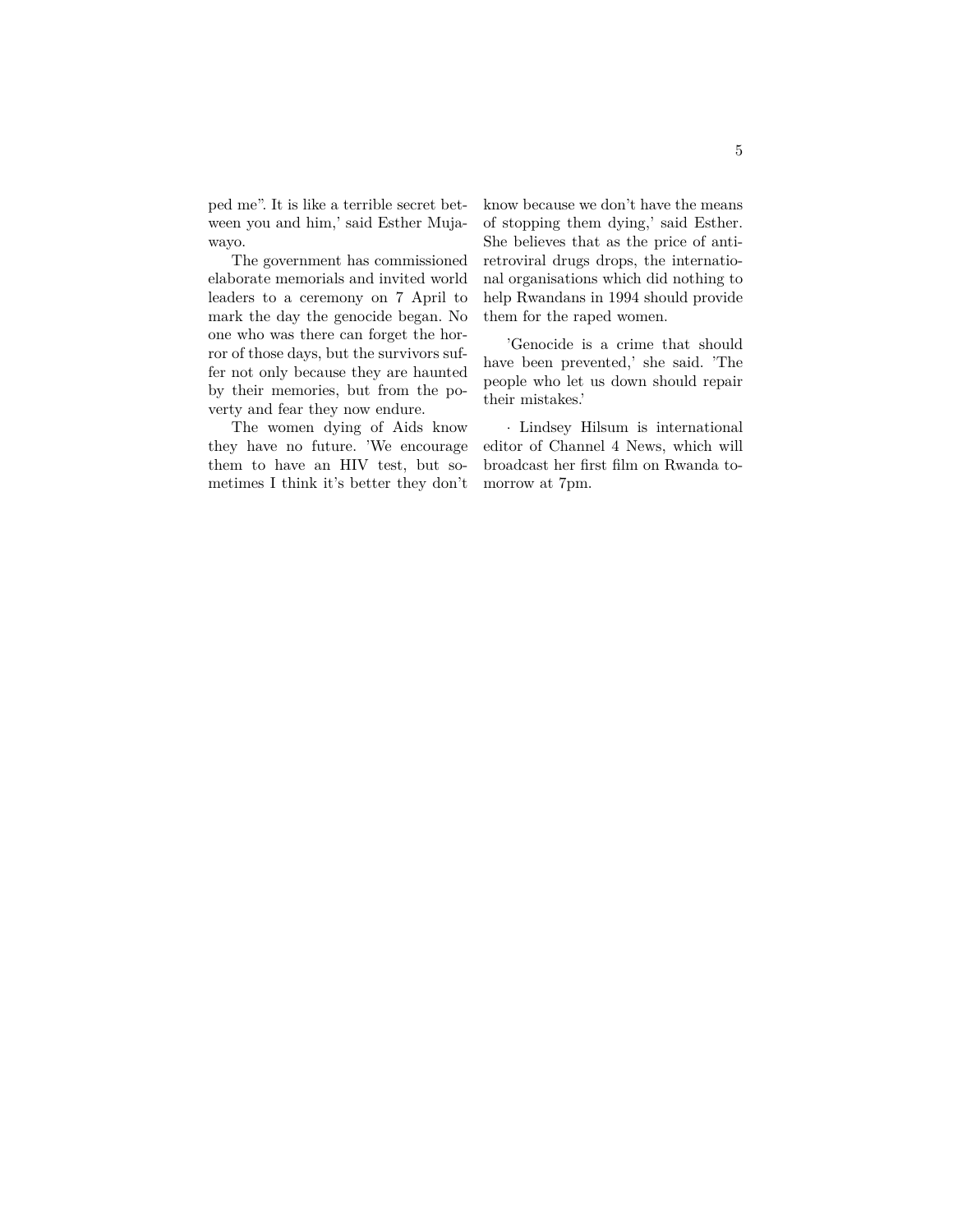ped me". It is like a terrible secret between you and him,' said Esther Mujawayo.

The government has commissioned elaborate memorials and invited world leaders to a ceremony on 7 April to mark the day the genocide began. No one who was there can forget the horror of those days, but the survivors suffer not only because they are haunted by their memories, but from the poverty and fear they now endure.

The women dying of Aids know they have no future. 'We encourage them to have an HIV test, but sometimes I think it's better they don't know because we don't have the means of stopping them dying,' said Esther. She believes that as the price of antiretroviral drugs drops, the international organisations which did nothing to help Rwandans in 1994 should provide them for the raped women.

'Genocide is a crime that should have been prevented,' she said. 'The people who let us down should repair their mistakes.'

· Lindsey Hilsum is international editor of Channel 4 News, which will broadcast her first film on Rwanda tomorrow at 7pm.